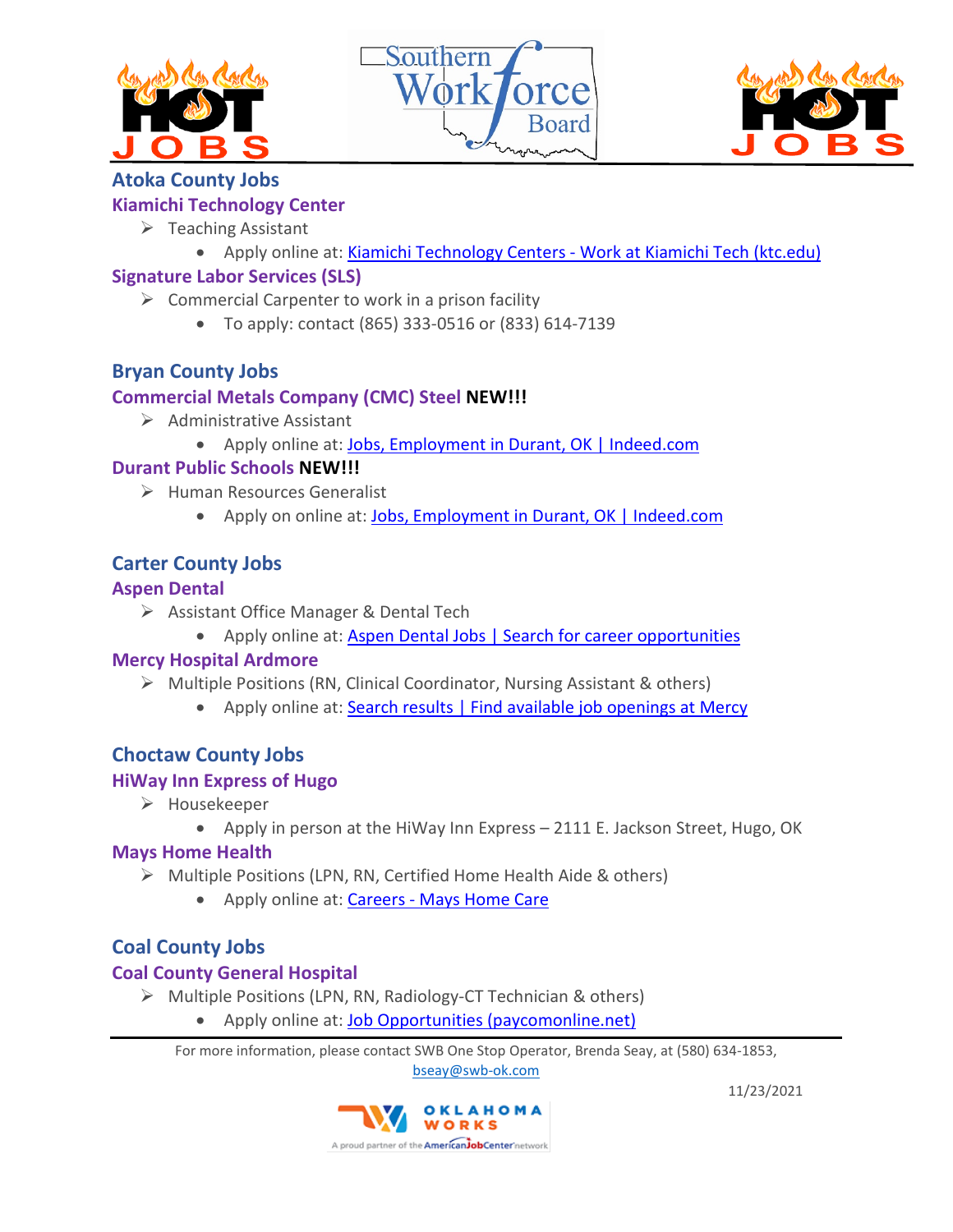## Atoka County Jobs

### Kiamichi Technology Center

- Teaching Assistant
  - Apply online at: Kiamichi Technology Centers - Work at Kiamichi Tech (ktc.edu)

### Signature Labor Services (SLS)

- Commercial Carpenter to work in a prison facility
  - To apply: contact (865) 333-0516 or (833) 614-7139

## Bryan County Jobs

### Commercial Metals Company (CMC) Steel **NEW!!!**

- Administrative Assistant
  - Apply online at: Jobs, Employment in Durant, OK | Indeed.com

### Durant Public Schools **NEW!!!**

- Human Resources Generalist
  - Apply on online at: Jobs, Employment in Durant, OK | Indeed.com

## Carter County Jobs

### Aspen Dental

- Assistant Office Manager & Dental Tech
  - Apply online at: Aspen Dental Jobs | Search for career opportunities

### Mercy Hospital Ardmore

- Multiple Positions (RN, Clinical Coordinator, Nursing Assistant & others)
  - Apply online at: Search results | Find available job openings at Mercy

## Choctaw County Jobs

### HiWay Inn Express of Hugo

- Housekeeper
  - Apply in person at the HiWay Inn Express – 2111 E. Jackson Street, Hugo, OK

### Mays Home Health

- Multiple Positions (LPN, RN, Certified Home Health Aide & others)
  - Apply online at: Careers - Mays Home Care

## Coal County Jobs

### Coal County General Hospital

- Multiple Positions (LPN, RN, Radiology-CT Technician & others)
  - Apply online at: Job Opportunities (paycomonline.net)

For more information, please contact SWB One Stop Operator, Brenda Seay, at (580) 634-1853, bseay@swb-ok.com

11/23/2021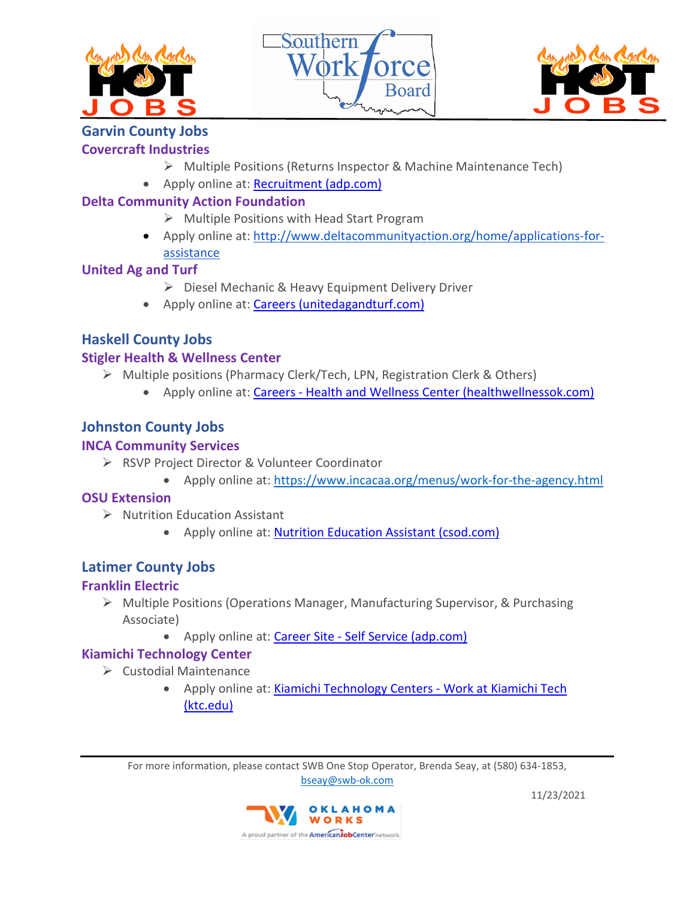## Garvin County Jobs

### Covercraft Industries

- Multiple Positions (Returns Inspector & Machine Maintenance Tech)
  - Apply online at: [Recruitment (adp.com)]()

### Delta Community Action Foundation

- Multiple Positions with Head Start Program
  - Apply online at: [http://www.deltacommunityaction.org/home/applications-for-assistance](http://www.deltacommunityaction.org/home/applications-for-assistance)

### United Ag and Turf

- Diesel Mechanic & Heavy Equipment Delivery Driver
  - Apply online at: [Careers (unitedagandturf.com)]()

## Haskell County Jobs

### Stigler Health & Wellness Center

- Multiple positions (Pharmacy Clerk/Tech, LPN, Registration Clerk & Others)
  - Apply online at: [Careers - Health and Wellness Center (healthwellnessok.com)]()

## Johnston County Jobs

### INCA Community Services

- RSVP Project Director & Volunteer Coordinator
  - Apply online at: [https://www.incacaa.org/menus/work-for-the-agency.html](https://www.incacaa.org/menus/work-for-the-agency.html)

### OSU Extension

- Nutrition Education Assistant
  - Apply online at: [Nutrition Education Assistant (csod.com)]()

## Latimer County Jobs

### Franklin Electric

- Multiple Positions (Operations Manager, Manufacturing Supervisor, & Purchasing Associate)
  - Apply online at: [Career Site - Self Service (adp.com)]()

### Kiamichi Technology Center

- Custodial Maintenance
  - Apply online at: [Kiamichi Technology Centers - Work at Kiamichi Tech (ktc.edu)]()

For more information, please contact SWB One Stop Operator, Brenda Seay, at (580) 634-1853, bseay@swb-ok.com

11/23/2021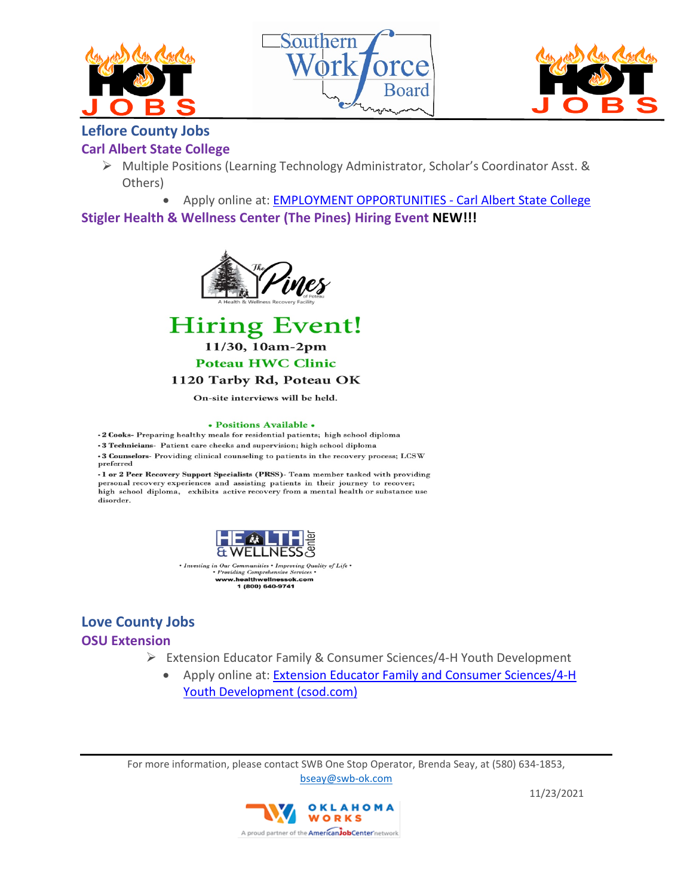## Leflore County Jobs

### Carl Albert State College

- Multiple Positions (Learning Technology Administrator, Scholar's Coordinator Asst. & Others)
  - Apply online at: EMPLOYMENT OPPORTUNITIES - Carl Albert State College

### Stigler Health & Wellness Center (The Pines) Hiring Event **NEW!!!**

The Pines of Poteau
A Health & Wellness Recovery Facility

**Hiring Event!**

**11/30, 10am-2pm**

**Poteau HWC Clinic**

**1120 Tarby Rd, Poteau OK**

On-site interviews will be held.

**• Positions Available •**

- **2 Cooks**- Preparing healthy meals for residential patients; high school diploma
- **3 Technicians**- Patient care checks and supervision; high school diploma
- **3 Counselors**- Providing clinical counseling to patients in the recovery process; LCSW preferred
- **1 or 2 Peer Recovery Support Specialists (PRSS)**- Team member tasked with providing personal recovery experiences and assisting patients in their journey to recover; high school diploma, exhibits active recovery from a mental health or substance use disorder.

Health & Wellness Center

*• Investing in Our Communities • Improving Quality of Life •*
*• Providing Comprehensive Services •*
**www.healthwellnessok.com**
**1 (800) 640-9741**

## Love County Jobs

### OSU Extension

- Extension Educator Family & Consumer Sciences/4-H Youth Development
  - Apply online at: Extension Educator Family and Consumer Sciences/4-H Youth Development (csod.com)

For more information, please contact SWB One Stop Operator, Brenda Seay, at (580) 634-1853, bseay@swb-ok.com

11/23/2021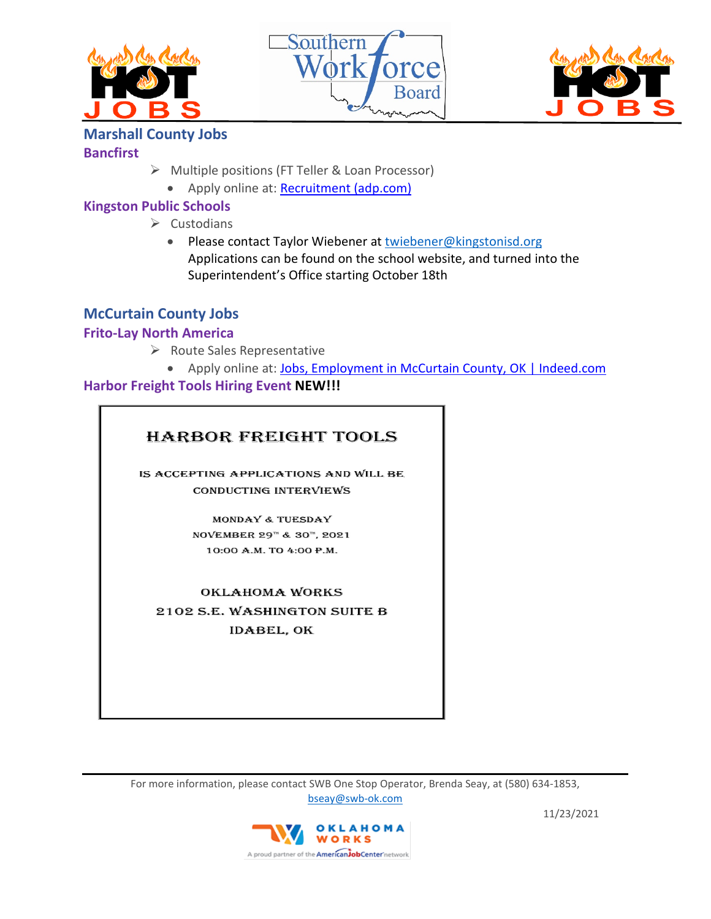## Marshall County Jobs

### Bancfirst

- Multiple positions (FT Teller & Loan Processor)
  - Apply online at: [Recruitment (adp.com)]

### Kingston Public Schools

- Custodians
  - Please contact Taylor Wiebener at twiebener@kingstonisd.org Applications can be found on the school website, and turned into the Superintendent's Office starting October 18th

## McCurtain County Jobs

### Frito-Lay North America

- Route Sales Representative
  - Apply online at: [Jobs, Employment in McCurtain County, OK | Indeed.com]

### Harbor Freight Tools Hiring Event **NEW!!!**

HARBOR FREIGHT TOOLS

IS ACCEPTING APPLICATIONS AND WILL BE CONDUCTING INTERVIEWS

MONDAY & TUESDAY
NOVEMBER 29TH & 30TH, 2021
10:00 A.M. TO 4:00 P.M.

OKLAHOMA WORKS
2102 S.E. WASHINGTON SUITE B
IDABEL, OK

---

For more information, please contact SWB One Stop Operator, Brenda Seay, at (580) 634-1853, bseay@swb-ok.com

11/23/2021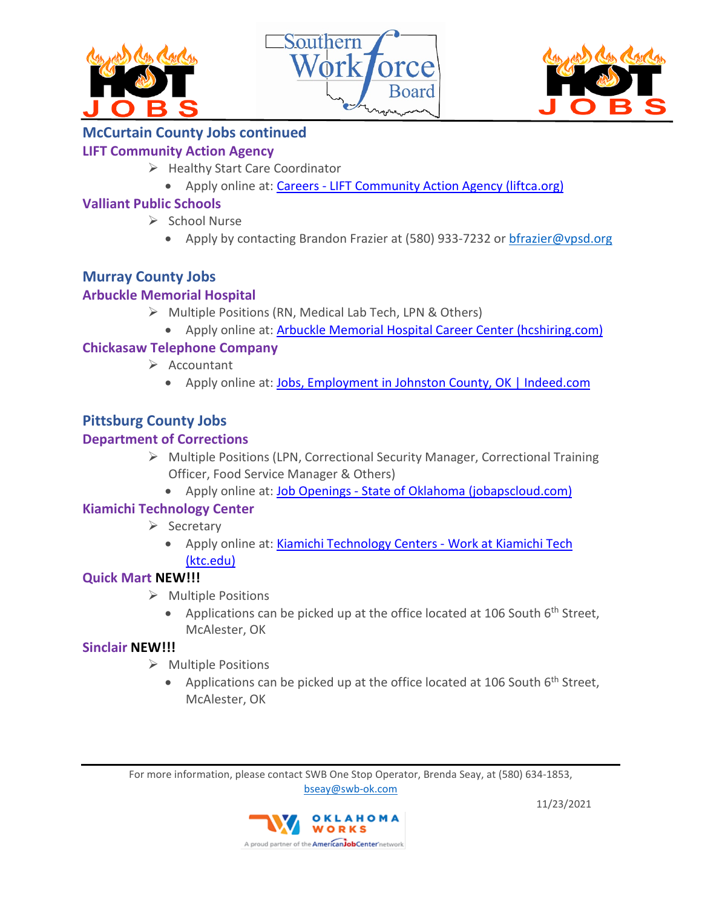## McCurtain County Jobs continued

### LIFT Community Action Agency

- Healthy Start Care Coordinator
  - Apply online at: [Careers - LIFT Community Action Agency (liftca.org)]

### Valliant Public Schools

- School Nurse
  - Apply by contacting Brandon Frazier at (580) 933-7232 or bfrazier@vpsd.org

## Murray County Jobs

### Arbuckle Memorial Hospital

- Multiple Positions (RN, Medical Lab Tech, LPN & Others)
  - Apply online at: [Arbuckle Memorial Hospital Career Center (hcshiring.com)]

### Chickasaw Telephone Company

- Accountant
  - Apply online at: [Jobs, Employment in Johnston County, OK | Indeed.com]

## Pittsburg County Jobs

### Department of Corrections

- Multiple Positions (LPN, Correctional Security Manager, Correctional Training Officer, Food Service Manager & Others)
  - Apply online at: [Job Openings - State of Oklahoma (jobapscloud.com)]

### Kiamichi Technology Center

- Secretary
  - Apply online at: [Kiamichi Technology Centers - Work at Kiamichi Tech (ktc.edu)]

### Quick Mart **NEW!!!**

- Multiple Positions
  - Applications can be picked up at the office located at 106 South 6th Street, McAlester, OK

### Sinclair **NEW!!!**

- Multiple Positions
  - Applications can be picked up at the office located at 106 South 6th Street, McAlester, OK

For more information, please contact SWB One Stop Operator, Brenda Seay, at (580) 634-1853, bseay@swb-ok.com

11/23/2021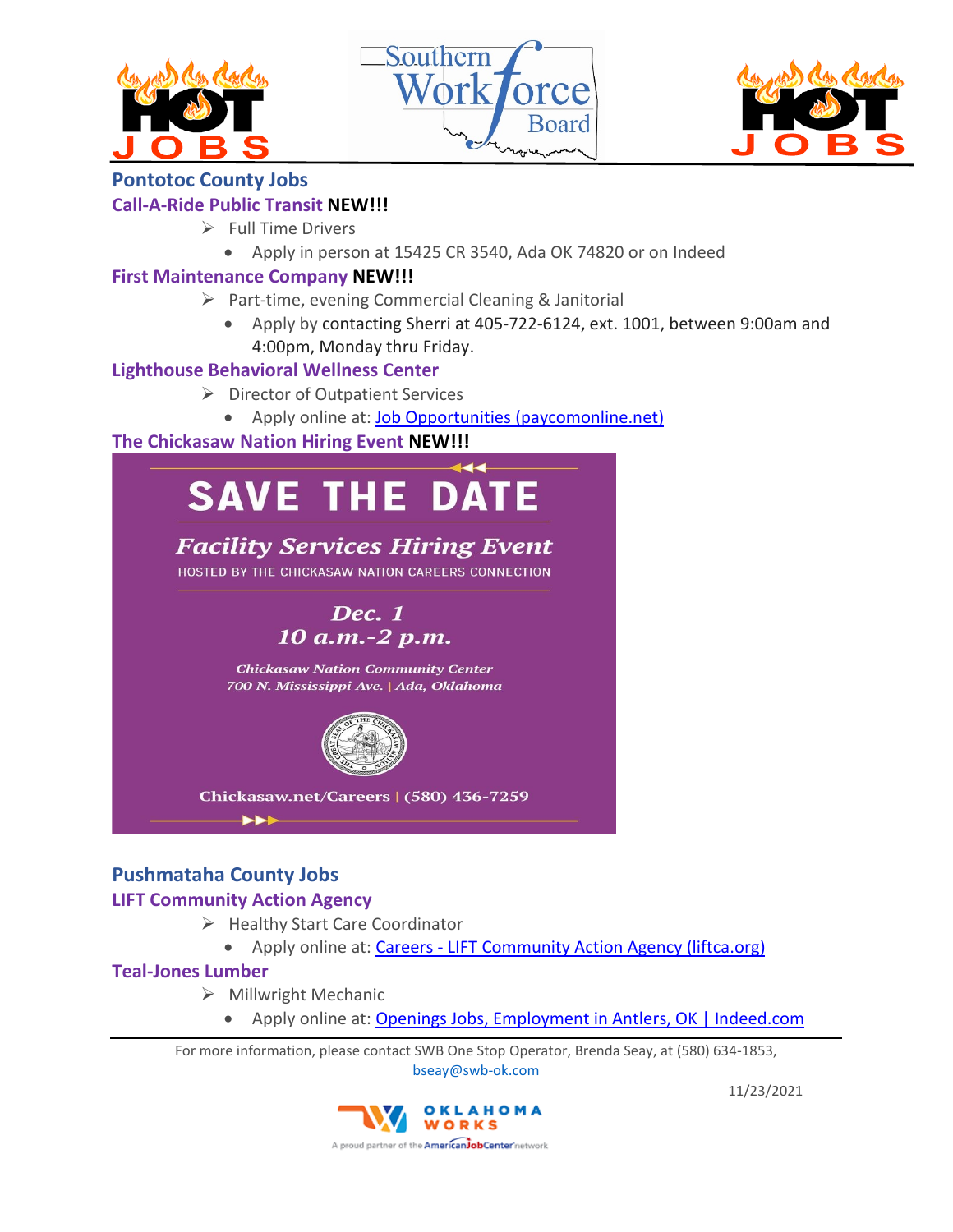## Pontotoc County Jobs

### Call-A-Ride Public Transit **NEW!!!**

- Full Time Drivers
  - Apply in person at 15425 CR 3540, Ada OK 74820 or on Indeed

### First Maintenance Company **NEW!!!**

- Part-time, evening Commercial Cleaning & Janitorial
  - Apply by contacting Sherri at 405-722-6124, ext. 1001, between 9:00am and 4:00pm, Monday thru Friday.

### Lighthouse Behavioral Wellness Center

- Director of Outpatient Services
  - Apply online at: [Job Opportunities (paycomonline.net)]

### The Chickasaw Nation Hiring Event **NEW!!!**

**SAVE THE DATE**

*Facility Services Hiring Event*

HOSTED BY THE CHICKASAW NATION CAREERS CONNECTION

*Dec. 1*
*10 a.m.-2 p.m.*

*Chickasaw Nation Community Center*
*700 N. Mississippi Ave. | Ada, Oklahoma*

Chickasaw.net/Careers | (580) 436-7259

## Pushmataha County Jobs

### LIFT Community Action Agency

- Healthy Start Care Coordinator
  - Apply online at: [Careers - LIFT Community Action Agency (liftca.org)]

### Teal-Jones Lumber

- Millwright Mechanic
  - Apply online at: [Openings Jobs, Employment in Antlers, OK | Indeed.com]

For more information, please contact SWB One Stop Operator, Brenda Seay, at (580) 634-1853, bseay@swb-ok.com

11/23/2021